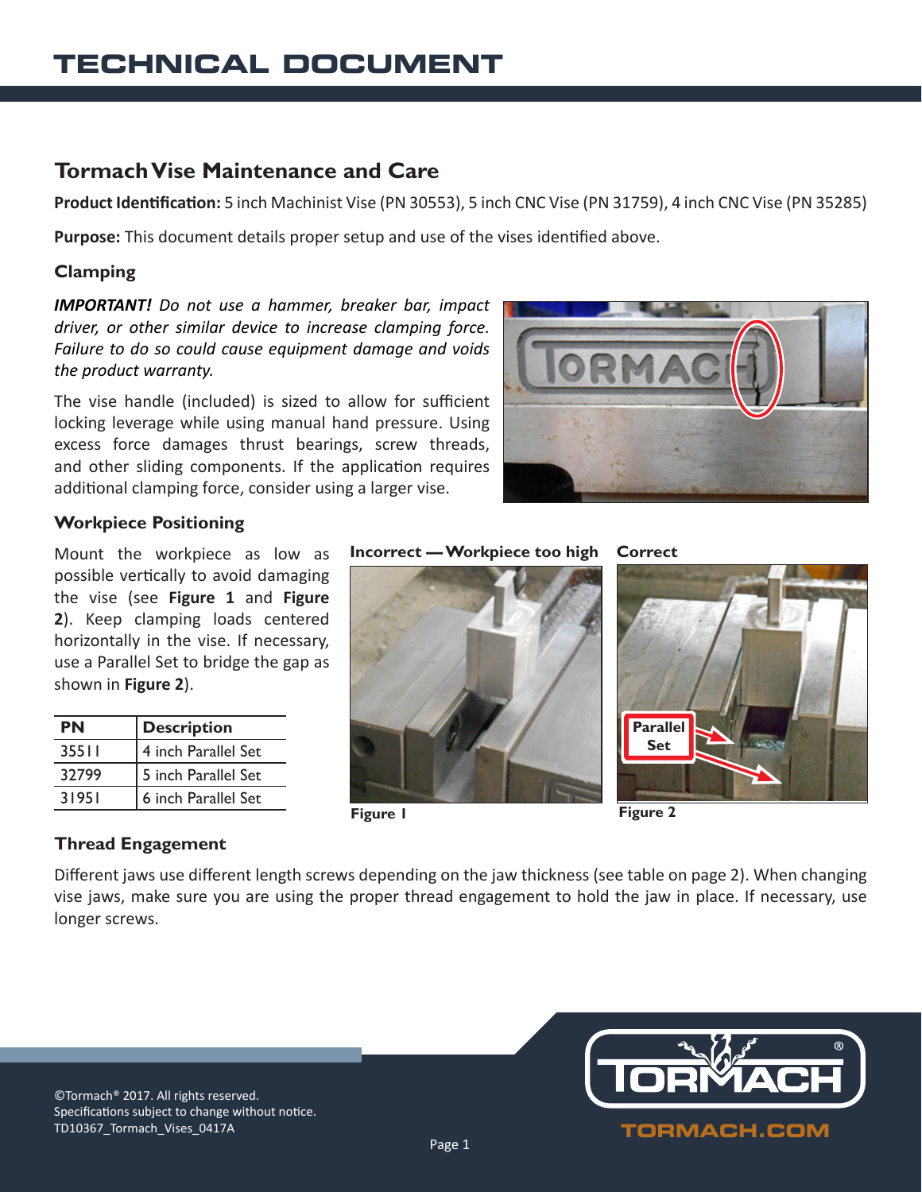# TECHNICAL DOCUMENT

## Tormach Vise Maintenance and Care

**Product Identification:** 5 inch Machinist Vise (PN 30553), 5 inch CNC Vise (PN 31759), 4 inch CNC Vise (PN 35285)

**Purpose:** This document details proper setup and use of the vises identified above.

### Clamping

***IMPORTANT!*** *Do not use a hammer, breaker bar, impact driver, or other similar device to increase clamping force. Failure to do so could cause equipment damage and voids the product warranty.*

The vise handle (included) is sized to allow for sufficient locking leverage while using manual hand pressure. Using excess force damages thrust bearings, screw threads, and other sliding components. If the application requires additional clamping force, consider using a larger vise.

### Workpiece Positioning

Mount the workpiece as low as possible vertically to avoid damaging the vise (see **Figure 1** and **Figure 2**). Keep clamping loads centered horizontally in the vise. If necessary, use a Parallel Set to bridge the gap as shown in **Figure 2**).

| PN | Description |
|---|---|
| 35511 | 4 inch Parallel Set |
| 32799 | 5 inch Parallel Set |
| 31951 | 6 inch Parallel Set |

**Incorrect — Workpiece too high**

**Figure 1**

**Correct**

Parallel Set

**Figure 2**

### Thread Engagement

Different jaws use different length screws depending on the jaw thickness (see table on page 2). When changing vise jaws, make sure you are using the proper thread engagement to hold the jaw in place. If necessary, use longer screws.

©Tormach® 2017. All rights reserved.
Specifications subject to change without notice.
TD10367_Tormach_Vises_0417A

TORMACH.COM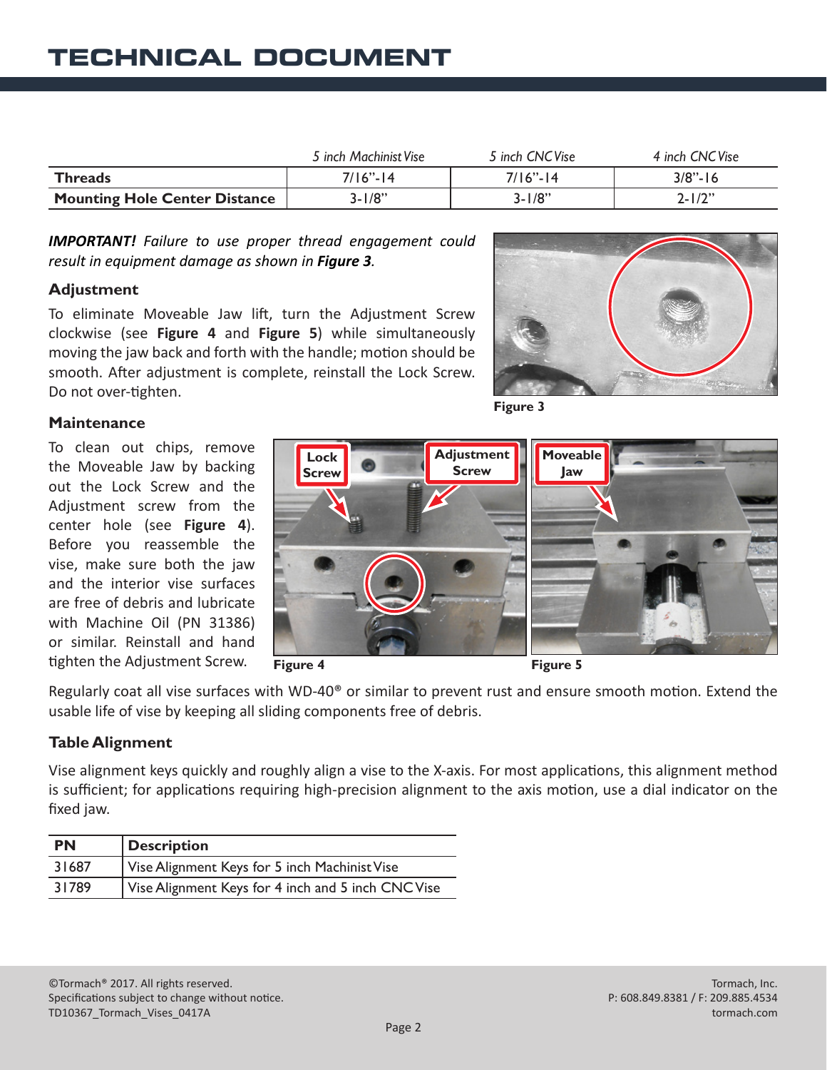| | 5 inch Machinist Vise | 5 inch CNC Vise | 4 inch CNC Vise |
|---|---|---|---|
| **Threads** | 7/16"-14 | 7/16"-14 | 3/8"-16 |
| **Mounting Hole Center Distance** | 3-1/8" | 3-1/8" | 2-1/2" |

***IMPORTANT!*** *Failure to use proper thread engagement could result in equipment damage as shown in **Figure 3**.*

**Figure 3**

### Adjustment

To eliminate Moveable Jaw lift, turn the Adjustment Screw clockwise (see **Figure 4** and **Figure 5**) while simultaneously moving the jaw back and forth with the handle; motion should be smooth. After adjustment is complete, reinstall the Lock Screw. Do not over-tighten.

### Maintenance

To clean out chips, remove the Moveable Jaw by backing out the Lock Screw and the Adjustment screw from the center hole (see **Figure 4**). Before you reassemble the vise, make sure both the jaw and the interior vise surfaces are free of debris and lubricate with Machine Oil (PN 31386) or similar. Reinstall and hand tighten the Adjustment Screw.

Lock Screw

Adjustment Screw

**Figure 4**

Moveable Jaw

**Figure 5**

Regularly coat all vise surfaces with WD-40® or similar to prevent rust and ensure smooth motion. Extend the usable life of vise by keeping all sliding components free of debris.

### Table Alignment

Vise alignment keys quickly and roughly align a vise to the X-axis. For most applications, this alignment method is sufficient; for applications requiring high-precision alignment to the axis motion, use a dial indicator on the fixed jaw.

| PN | Description |
|---|---|
| 31687 | Vise Alignment Keys for 5 inch Machinist Vise |
| 31789 | Vise Alignment Keys for 4 inch and 5 inch CNC Vise |

©Tormach® 2017. All rights reserved.
Specifications subject to change without notice.
TD10367_Tormach_Vises_0417A

Tormach, Inc.
P: 608.849.8381 / F: 209.885.4534
tormach.com